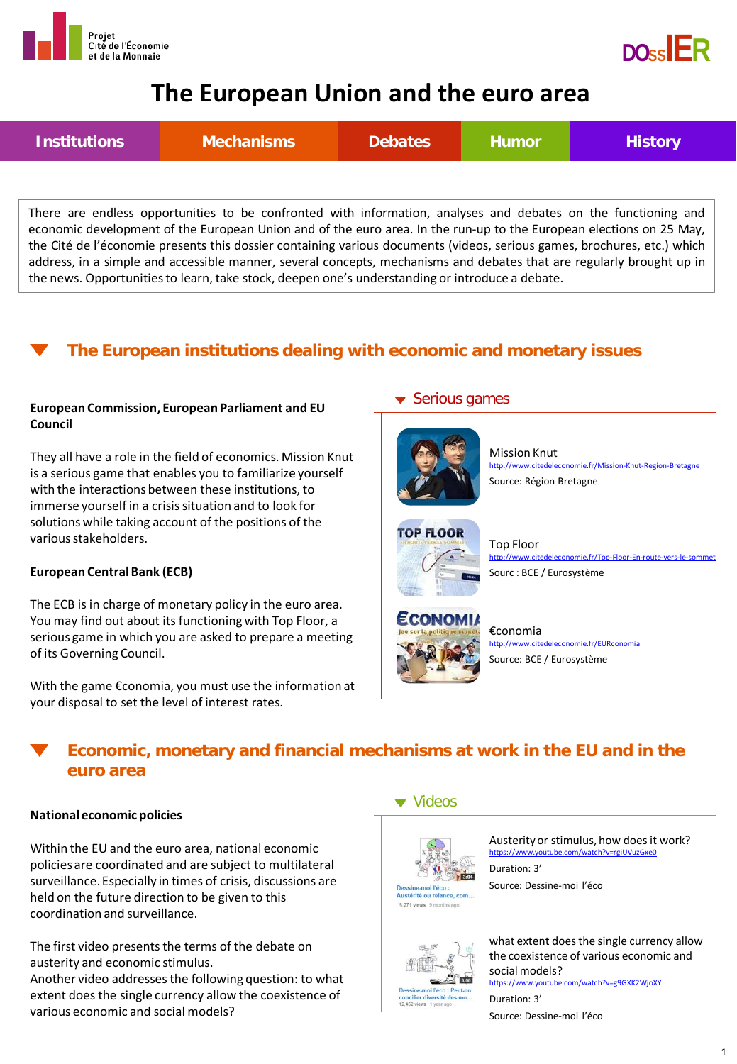Projet Cité de l'Économie et de la Monnaie

DOSSIER

# The European Union and the euro area

Institutions | Mechanisms | Debates | Humor | History

There are endless opportunities to be confronted with information, analyses and debates on the functioning and economic development of the European Union and of the euro area. In the run-up to the European elections on 25 May, the Cité de l'économie presents this dossier containing various documents (videos, serious games, brochures, etc.) which address, in a simple and accessible manner, several concepts, mechanisms and debates that are regularly brought up in the news. Opportunities to learn, take stock, deepen one's understanding or introduce a debate.

## The European institutions dealing with economic and monetary issues

**European Commission, European Parliament and EU Council**

They all have a role in the field of economics. Mission Knut is a serious game that enables you to familiarize yourself with the interactions between these institutions, to immerse yourself in a crisis situation and to look for solutions while taking account of the positions of the various stakeholders.

**European Central Bank (ECB)**

The ECB is in charge of monetary policy in the euro area. You may find out about its functioning with Top Floor, a serious game in which you are asked to prepare a meeting of its Governing Council.

With the game €conomia, you must use the information at your disposal to set the level of interest rates.

### Serious games

Mission Knut
http://www.citedeleconomie.fr/Mission-Knut-Region-Bretagne
Source: Région Bretagne

Top Floor
http://www.citedeleconomie.fr/Top-Floor-En-route-vers-le-sommet
Sourc : BCE / Eurosystème

€conomia
http://www.citedeleconomie.fr/EURconomia
Source: BCE / Eurosystème

## Economic, monetary and financial mechanisms at work in the EU and in the euro area

**National economic policies**

Within the EU and the euro area, national economic policies are coordinated and are subject to multilateral surveillance. Especially in times of crisis, discussions are held on the future direction to be given to this coordination and surveillance.

The first video presents the terms of the debate on austerity and economic stimulus.
Another video addresses the following question: to what extent does the single currency allow the coexistence of various economic and social models?

### Videos

Austerity or stimulus, how does it work?
https://www.youtube.com/watch?v=rgiUVuzGxe0
Duration: 3'
Source: Dessine-moi l'éco

what extent does the single currency allow the coexistence of various economic and social models?
https://www.youtube.com/watch?v=g9GXK2WjoXY
Duration: 3'
Source: Dessine-moi l'éco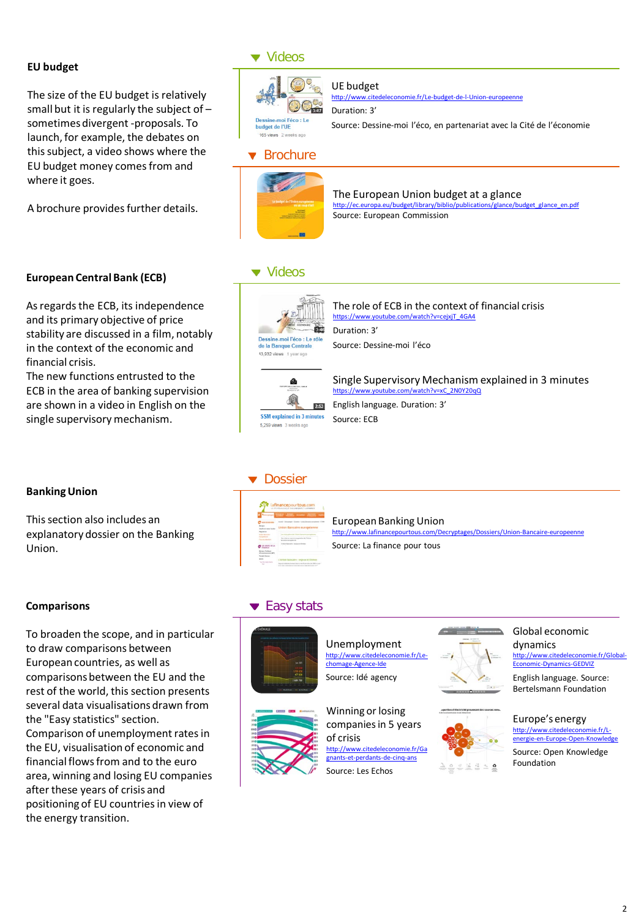## EU budget

The size of the EU budget is relatively small but it is regularly the subject of – sometimes divergent -proposals. To launch, for example, the debates on this subject, a video shows where the EU budget money comes from and where it goes.

A brochure provides further details.

### Videos

**UE budget**
http://www.citedeleconomie.fr/Le-budget-de-l-Union-europeenne
Duration: 3'
Source: Dessine-moi l'éco, en partenariat avec la Cité de l'économie

### Brochure

**The European Union budget at a glance**
http://ec.europa.eu/budget/library/biblio/publications/glance/budget_glance_en.pdf
Source: European Commission

## European Central Bank (ECB)

As regards the ECB, its independence and its primary objective of price stability are discussed in a film, notably in the context of the economic and financial crisis.
The new functions entrusted to the ECB in the area of banking supervision are shown in a video in English on the single supervisory mechanism.

### Videos

**The role of ECB in the context of financial crisis**
https://www.youtube.com/watch?v=cejxjT_4GA4
Duration: 3'
Source: Dessine-moi l'éco

**Single Supervisory Mechanism explained in 3 minutes**
https://www.youtube.com/watch?v=xC_2N0Y20qQ
English language. Duration: 3'
Source: ECB

## Banking Union

This section also includes an explanatory dossier on the Banking Union.

### Dossier

**European Banking Union**
http://www.lafinancepourtous.com/Decryptages/Dossiers/Union-Bancaire-europeenne
Source: La finance pour tous

## Comparisons

To broaden the scope, and in particular to draw comparisons between European countries, as well as comparisons between the EU and the rest of the world, this section presents several data visualisations drawn from the "Easy statistics" section.
Comparison of unemployment rates in the EU, visualisation of economic and financial flows from and to the euro area, winning and losing EU companies after these years of crisis and positioning of EU countries in view of the energy transition.

### Easy stats

**Unemployment**
http://www.citedeleconomie.fr/Le-chomage-Agence-Ide
Source: Idé agency

**Global economic dynamics**
http://www.citedeleconomie.fr/Global-Economic-Dynamics-GEDVIZ
English language. Source: Bertelsmann Foundation

**Winning or losing companies in 5 years of crisis**
http://www.citedeleconomie.fr/Gagnants-et-perdants-de-cinq-ans
Source: Les Echos

**Europe's energy**
http://www.citedeleconomie.fr/L-energie-en-Europe-Open-Knowledge
Source: Open Knowledge Foundation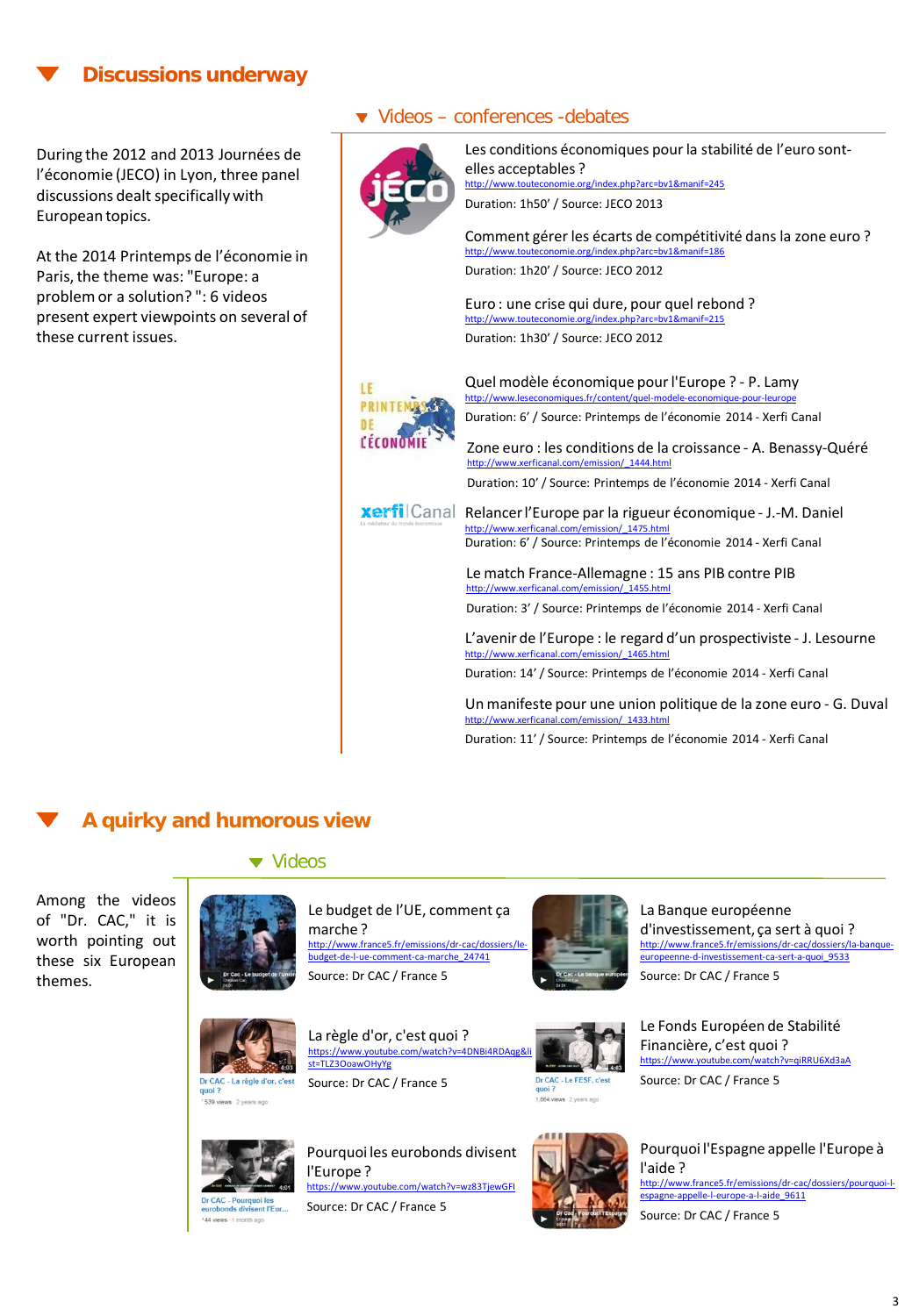## Discussions underway

During the 2012 and 2013 Journées de l'économie (JECO) in Lyon, three panel discussions dealt specifically with European topics.

At the 2014 Printemps de l'économie in Paris, the theme was: "Europe: a problem or a solution? ": 6 videos present expert viewpoints on several of these current issues.

### Videos – conferences -debates

Les conditions économiques pour la stabilité de l'euro sont-elles acceptables ?
http://www.touteconomie.org/index.php?arc=bv1&manif=245
Duration: 1h50' / Source: JECO 2013

Comment gérer les écarts de compétitivité dans la zone euro ?
http://www.touteconomie.org/index.php?arc=bv1&manif=186
Duration: 1h20' / Source: JECO 2012

Euro : une crise qui dure, pour quel rebond ?
http://www.touteconomie.org/index.php?arc=bv1&manif=215
Duration: 1h30' / Source: JECO 2012

Quel modèle économique pour l'Europe ? - P. Lamy
http://www.leseconomiques.fr/content/quel-modele-economique-pour-leurope
Duration: 6' / Source: Printemps de l'économie 2014 - Xerfi Canal

Zone euro : les conditions de la croissance - A. Benassy-Quéré
http://www.xerficanal.com/emission/_1444.html
Duration: 10' / Source: Printemps de l'économie 2014 - Xerfi Canal

Relancer l'Europe par la rigueur économique - J.-M. Daniel
http://www.xerficanal.com/emission/_1475.html
Duration: 6' / Source: Printemps de l'économie 2014 - Xerfi Canal

Le match France-Allemagne : 15 ans PIB contre PIB
http://www.xerficanal.com/emission/_1455.html
Duration: 3' / Source: Printemps de l'économie 2014 - Xerfi Canal

L'avenir de l'Europe : le regard d'un prospectiviste - J. Lesourne
http://www.xerficanal.com/emission/_1465.html
Duration: 14' / Source: Printemps de l'économie 2014 - Xerfi Canal

Un manifeste pour une union politique de la zone euro - G. Duval
http://www.xerficanal.com/emission/_1433.html
Duration: 11' / Source: Printemps de l'économie 2014 - Xerfi Canal

## A quirky and humorous view

Among the videos of "Dr. CAC," it is worth pointing out these six European themes.

### Videos

Le budget de l'UE, comment ça marche ?
http://www.france5.fr/emissions/dr-cac/dossiers/le-budget-de-l-ue-comment-ca-marche_24741
Source: Dr CAC / France 5

La Banque européenne d'investissement, ça sert à quoi ?
http://www.france5.fr/emissions/dr-cac/dossiers/la-banque-europeenne-d-investissement-ca-sert-a-quoi_9533
Source: Dr CAC / France 5

La règle d'or, c'est quoi ?
https://www.youtube.com/watch?v=4DNBi4RDAqg&list=TLZ3OoawOHyYg
Source: Dr CAC / France 5

Le Fonds Européen de Stabilité Financière, c'est quoi ?
https://www.youtube.com/watch?v=qiRRU6Xd3aA
Source: Dr CAC / France 5

Pourquoi les eurobonds divisent l'Europe ?
https://www.youtube.com/watch?v=wz83TjewGFI
Source: Dr CAC / France 5

Pourquoi l'Espagne appelle l'Europe à l'aide ?
http://www.france5.fr/emissions/dr-cac/dossiers/pourquoi-l-espagne-appelle-l-europe-a-l-aide_9611
Source: Dr CAC / France 5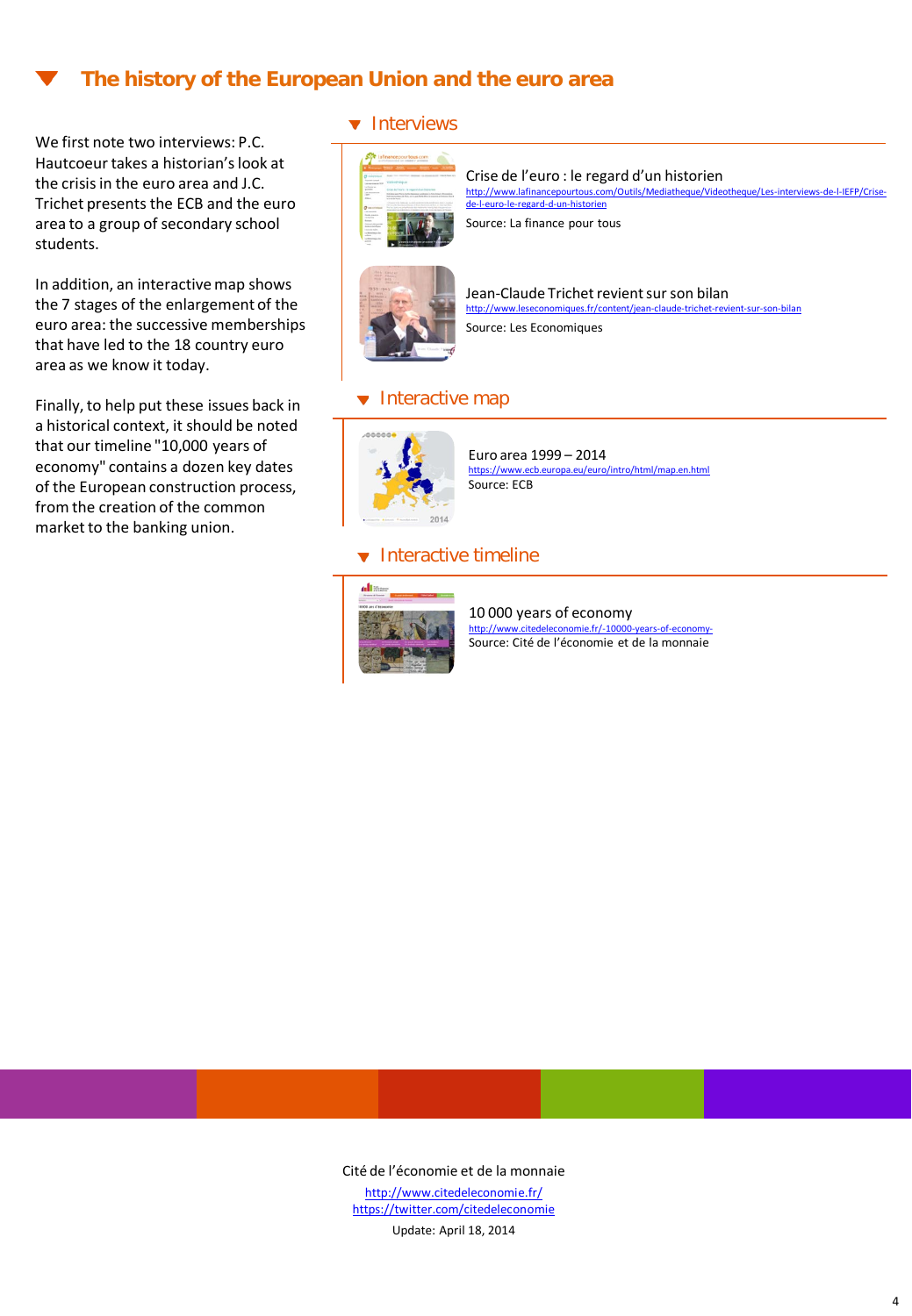# The history of the European Union and the euro area

We first note two interviews: P.C. Hautcoeur takes a historian's look at the crisis in the euro area and J.C. Trichet presents the ECB and the euro area to a group of secondary school students.

In addition, an interactive map shows the 7 stages of the enlargement of the euro area: the successive memberships that have led to the 18 country euro area as we know it today.

Finally, to help put these issues back in a historical context, it should be noted that our timeline "10,000 years of economy" contains a dozen key dates of the European construction process, from the creation of the common market to the banking union.

## Interviews

Crise de l'euro : le regard d'un historien
http://www.lafinancepourtous.com/Outils/Mediatheque/Videotheque/Les-interviews-de-l-IEFP/Crise-de-l-euro-le-regard-d-un-historien
Source: La finance pour tous

Jean-Claude Trichet revient sur son bilan
http://www.leseconomiques.fr/content/jean-claude-trichet-revient-sur-son-bilan
Source: Les Economiques

## Interactive map

Euro area 1999 – 2014
https://www.ecb.europa.eu/euro/intro/html/map.en.html
Source: ECB

## Interactive timeline

10 000 years of economy
http://www.citedeleconomie.fr/-10000-years-of-economy-
Source: Cité de l'économie et de la monnaie

Cité de l'économie et de la monnaie
http://www.citedeleconomie.fr/
https://twitter.com/citedeleconomie
Update: April 18, 2014